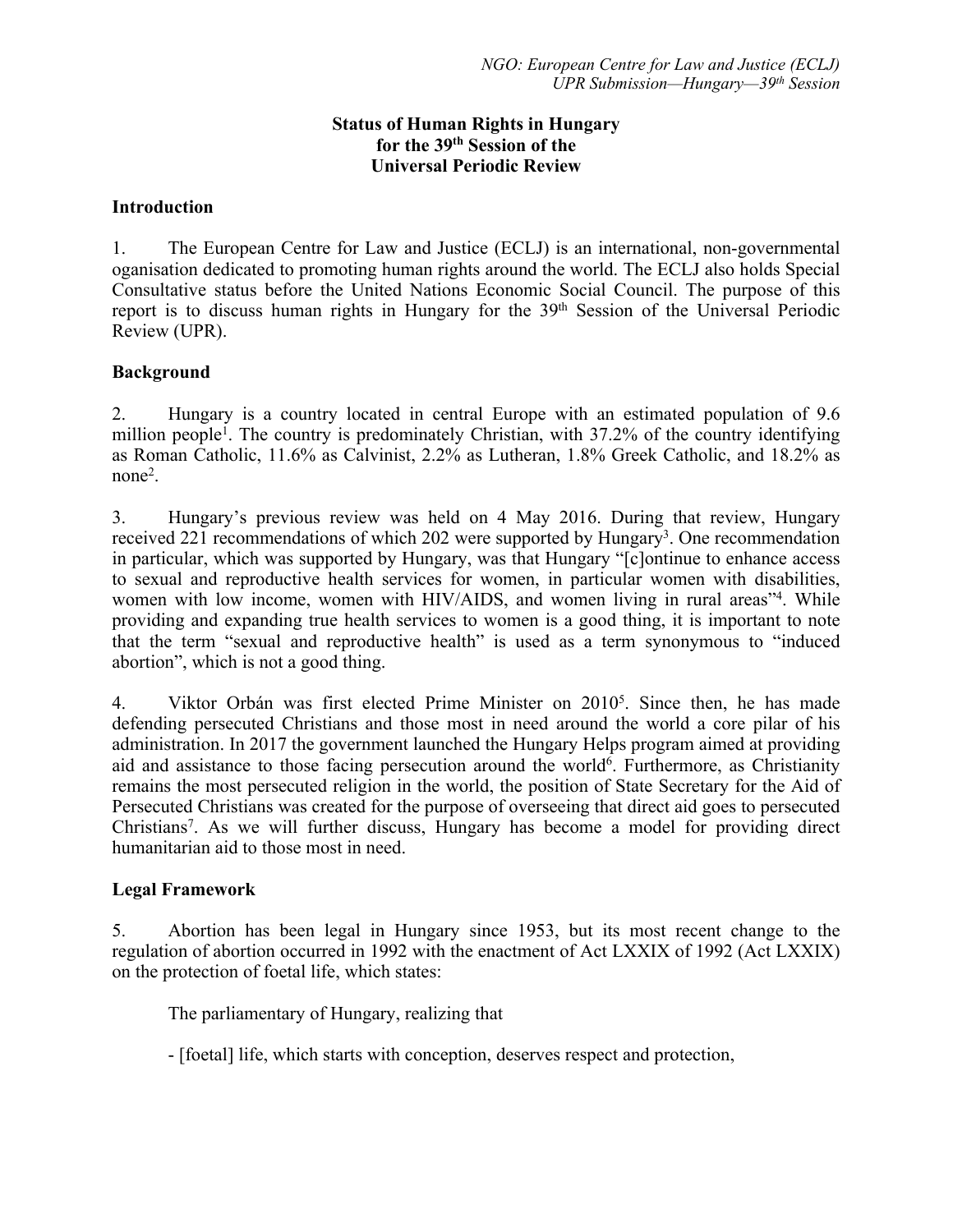*NGO: European Centre for Law and Justice (ECLJ)*
*UPR Submission—Hungary—39th Session*

**Status of Human Rights in Hungary**
**for the 39th Session of the**
**Universal Periodic Review**

## Introduction

1. The European Centre for Law and Justice (ECLJ) is an international, non-governmental oganisation dedicated to promoting human rights around the world. The ECLJ also holds Special Consultative status before the United Nations Economic Social Council. The purpose of this report is to discuss human rights in Hungary for the 39th Session of the Universal Periodic Review (UPR).

## Background

2. Hungary is a country located in central Europe with an estimated population of 9.6 million people[1]. The country is predominately Christian, with 37.2% of the country identifying as Roman Catholic, 11.6% as Calvinist, 2.2% as Lutheran, 1.8% Greek Catholic, and 18.2% as none[2].

3. Hungary's previous review was held on 4 May 2016. During that review, Hungary received 221 recommendations of which 202 were supported by Hungary[3]. One recommendation in particular, which was supported by Hungary, was that Hungary "[c]ontinue to enhance access to sexual and reproductive health services for women, in particular women with disabilities, women with low income, women with HIV/AIDS, and women living in rural areas"[4]. While providing and expanding true health services to women is a good thing, it is important to note that the term "sexual and reproductive health" is used as a term synonymous to "induced abortion", which is not a good thing.

4. Viktor Orbán was first elected Prime Minister on 2010[5]. Since then, he has made defending persecuted Christians and those most in need around the world a core pilar of his administration. In 2017 the government launched the Hungary Helps program aimed at providing aid and assistance to those facing persecution around the world[6]. Furthermore, as Christianity remains the most persecuted religion in the world, the position of State Secretary for the Aid of Persecuted Christians was created for the purpose of overseeing that direct aid goes to persecuted Christians[7]. As we will further discuss, Hungary has become a model for providing direct humanitarian aid to those most in need.

## Legal Framework

5. Abortion has been legal in Hungary since 1953, but its most recent change to the regulation of abortion occurred in 1992 with the enactment of Act LXXIX of 1992 (Act LXXIX) on the protection of foetal life, which states:

> The parliamentary of Hungary, realizing that
>
> - [foetal] life, which starts with conception, deserves respect and protection,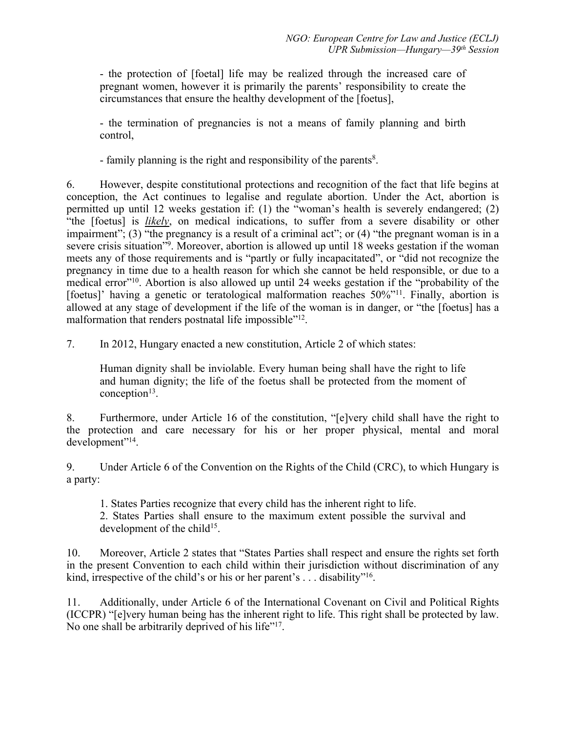- the protection of [foetal] life may be realized through the increased care of pregnant women, however it is primarily the parents' responsibility to create the circumstances that ensure the healthy development of the [foetus],

- the termination of pregnancies is not a means of family planning and birth control,

- family planning is the right and responsibility of the parents[8].

6. However, despite constitutional protections and recognition of the fact that life begins at conception, the Act continues to legalise and regulate abortion. Under the Act, abortion is permitted up until 12 weeks gestation if: (1) the "woman's health is severely endangered; (2) "the [foetus] is ***likely***, on medical indications, to suffer from a severe disability or other impairment"; (3) "the pregnancy is a result of a criminal act"; or (4) "the pregnant woman is in a severe crisis situation"[9]. Moreover, abortion is allowed up until 18 weeks gestation if the woman meets any of those requirements and is "partly or fully incapacitated", or "did not recognize the pregnancy in time due to a health reason for which she cannot be held responsible, or due to a medical error"[10]. Abortion is also allowed up until 24 weeks gestation if the "probability of the [foetus]' having a genetic or teratological malformation reaches 50%"[11]. Finally, abortion is allowed at any stage of development if the life of the woman is in danger, or "the [foetus] has a malformation that renders postnatal life impossible"[12].

7. In 2012, Hungary enacted a new constitution, Article 2 of which states:

> Human dignity shall be inviolable. Every human being shall have the right to life and human dignity; the life of the foetus shall be protected from the moment of conception[13].

8. Furthermore, under Article 16 of the constitution, "[e]very child shall have the right to the protection and care necessary for his or her proper physical, mental and moral development"[14].

9. Under Article 6 of the Convention on the Rights of the Child (CRC), to which Hungary is a party:

> 1. States Parties recognize that every child has the inherent right to life.
> 2. States Parties shall ensure to the maximum extent possible the survival and development of the child[15].

10. Moreover, Article 2 states that "States Parties shall respect and ensure the rights set forth in the present Convention to each child within their jurisdiction without discrimination of any kind, irrespective of the child's or his or her parent's . . . disability"[16].

11. Additionally, under Article 6 of the International Covenant on Civil and Political Rights (ICCPR) "[e]very human being has the inherent right to life. This right shall be protected by law. No one shall be arbitrarily deprived of his life"[17].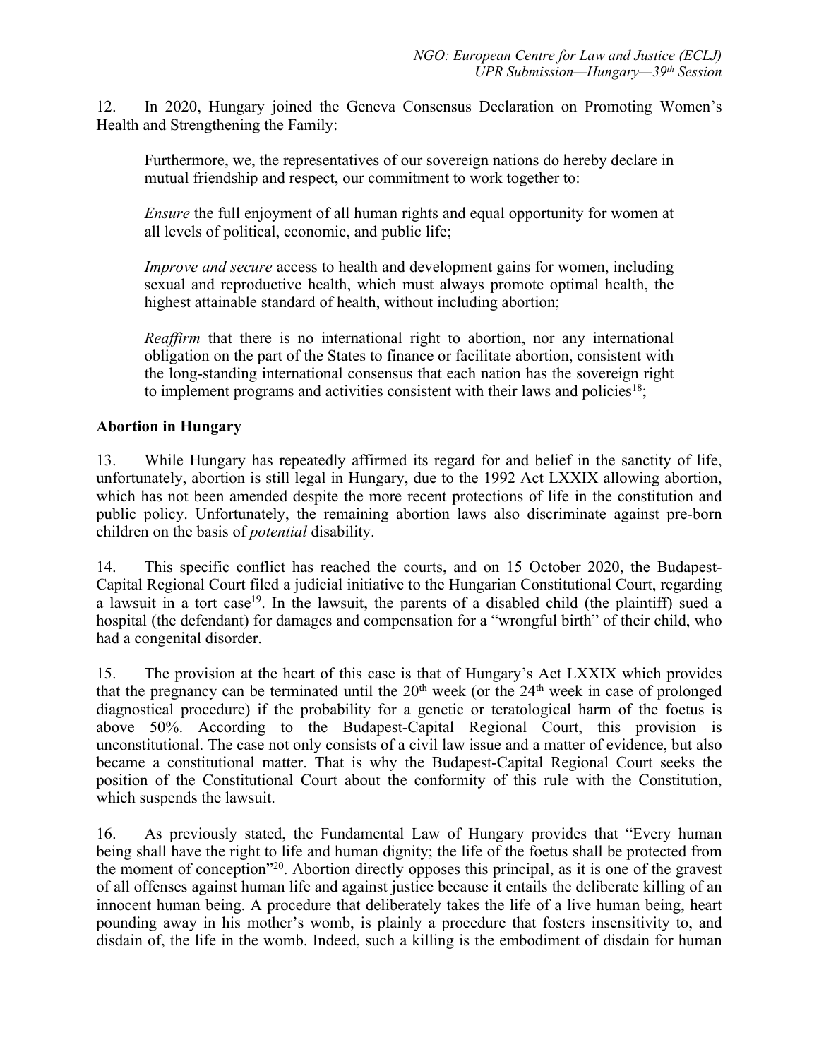12. In 2020, Hungary joined the Geneva Consensus Declaration on Promoting Women's Health and Strengthening the Family:

> Furthermore, we, the representatives of our sovereign nations do hereby declare in mutual friendship and respect, our commitment to work together to:
>
> *Ensure* the full enjoyment of all human rights and equal opportunity for women at all levels of political, economic, and public life;
>
> *Improve and secure* access to health and development gains for women, including sexual and reproductive health, which must always promote optimal health, the highest attainable standard of health, without including abortion;
>
> *Reaffirm* that there is no international right to abortion, nor any international obligation on the part of the States to finance or facilitate abortion, consistent with the long-standing international consensus that each nation has the sovereign right to implement programs and activities consistent with their laws and policies[18];

**Abortion in Hungary**

13. While Hungary has repeatedly affirmed its regard for and belief in the sanctity of life, unfortunately, abortion is still legal in Hungary, due to the 1992 Act LXXIX allowing abortion, which has not been amended despite the more recent protections of life in the constitution and public policy. Unfortunately, the remaining abortion laws also discriminate against pre-born children on the basis of *potential* disability.

14. This specific conflict has reached the courts, and on 15 October 2020, the Budapest-Capital Regional Court filed a judicial initiative to the Hungarian Constitutional Court, regarding a lawsuit in a tort case[19]. In the lawsuit, the parents of a disabled child (the plaintiff) sued a hospital (the defendant) for damages and compensation for a "wrongful birth" of their child, who had a congenital disorder.

15. The provision at the heart of this case is that of Hungary's Act LXXIX which provides that the pregnancy can be terminated until the 20th week (or the 24th week in case of prolonged diagnostical procedure) if the probability for a genetic or teratological harm of the foetus is above 50%. According to the Budapest-Capital Regional Court, this provision is unconstitutional. The case not only consists of a civil law issue and a matter of evidence, but also became a constitutional matter. That is why the Budapest-Capital Regional Court seeks the position of the Constitutional Court about the conformity of this rule with the Constitution, which suspends the lawsuit.

16. As previously stated, the Fundamental Law of Hungary provides that "Every human being shall have the right to life and human dignity; the life of the foetus shall be protected from the moment of conception"[20]. Abortion directly opposes this principal, as it is one of the gravest of all offenses against human life and against justice because it entails the deliberate killing of an innocent human being. A procedure that deliberately takes the life of a live human being, heart pounding away in his mother's womb, is plainly a procedure that fosters insensitivity to, and disdain of, the life in the womb. Indeed, such a killing is the embodiment of disdain for human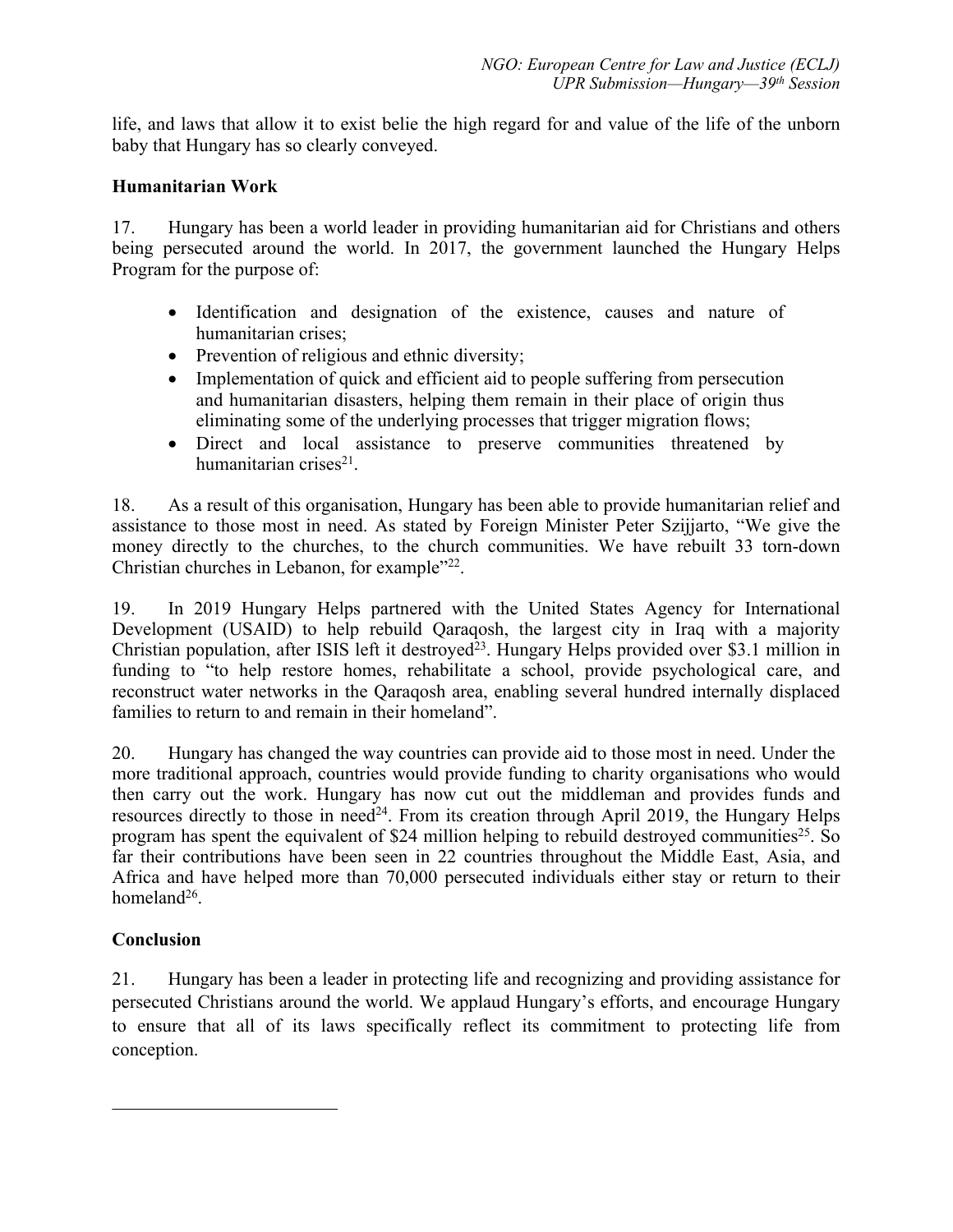life, and laws that allow it to exist belie the high regard for and value of the life of the unborn baby that Hungary has so clearly conveyed.

## Humanitarian Work

17. Hungary has been a world leader in providing humanitarian aid for Christians and others being persecuted around the world. In 2017, the government launched the Hungary Helps Program for the purpose of:

- Identification and designation of the existence, causes and nature of humanitarian crises;
- Prevention of religious and ethnic diversity;
- Implementation of quick and efficient aid to people suffering from persecution and humanitarian disasters, helping them remain in their place of origin thus eliminating some of the underlying processes that trigger migration flows;
- Direct and local assistance to preserve communities threatened by humanitarian crises[21].

18. As a result of this organisation, Hungary has been able to provide humanitarian relief and assistance to those most in need. As stated by Foreign Minister Peter Szijjarto, "We give the money directly to the churches, to the church communities. We have rebuilt 33 torn-down Christian churches in Lebanon, for example"[22].

19. In 2019 Hungary Helps partnered with the United States Agency for International Development (USAID) to help rebuild Qaraqosh, the largest city in Iraq with a majority Christian population, after ISIS left it destroyed[23]. Hungary Helps provided over $3.1 million in funding to "to help restore homes, rehabilitate a school, provide psychological care, and reconstruct water networks in the Qaraqosh area, enabling several hundred internally displaced families to return to and remain in their homeland".

20. Hungary has changed the way countries can provide aid to those most in need. Under the more traditional approach, countries would provide funding to charity organisations who would then carry out the work. Hungary has now cut out the middleman and provides funds and resources directly to those in need[24]. From its creation through April 2019, the Hungary Helps program has spent the equivalent of $24 million helping to rebuild destroyed communities[25]. So far their contributions have been seen in 22 countries throughout the Middle East, Asia, and Africa and have helped more than 70,000 persecuted individuals either stay or return to their homeland[26].

## Conclusion

21. Hungary has been a leader in protecting life and recognizing and providing assistance for persecuted Christians around the world. We applaud Hungary's efforts, and encourage Hungary to ensure that all of its laws specifically reflect its commitment to protecting life from conception.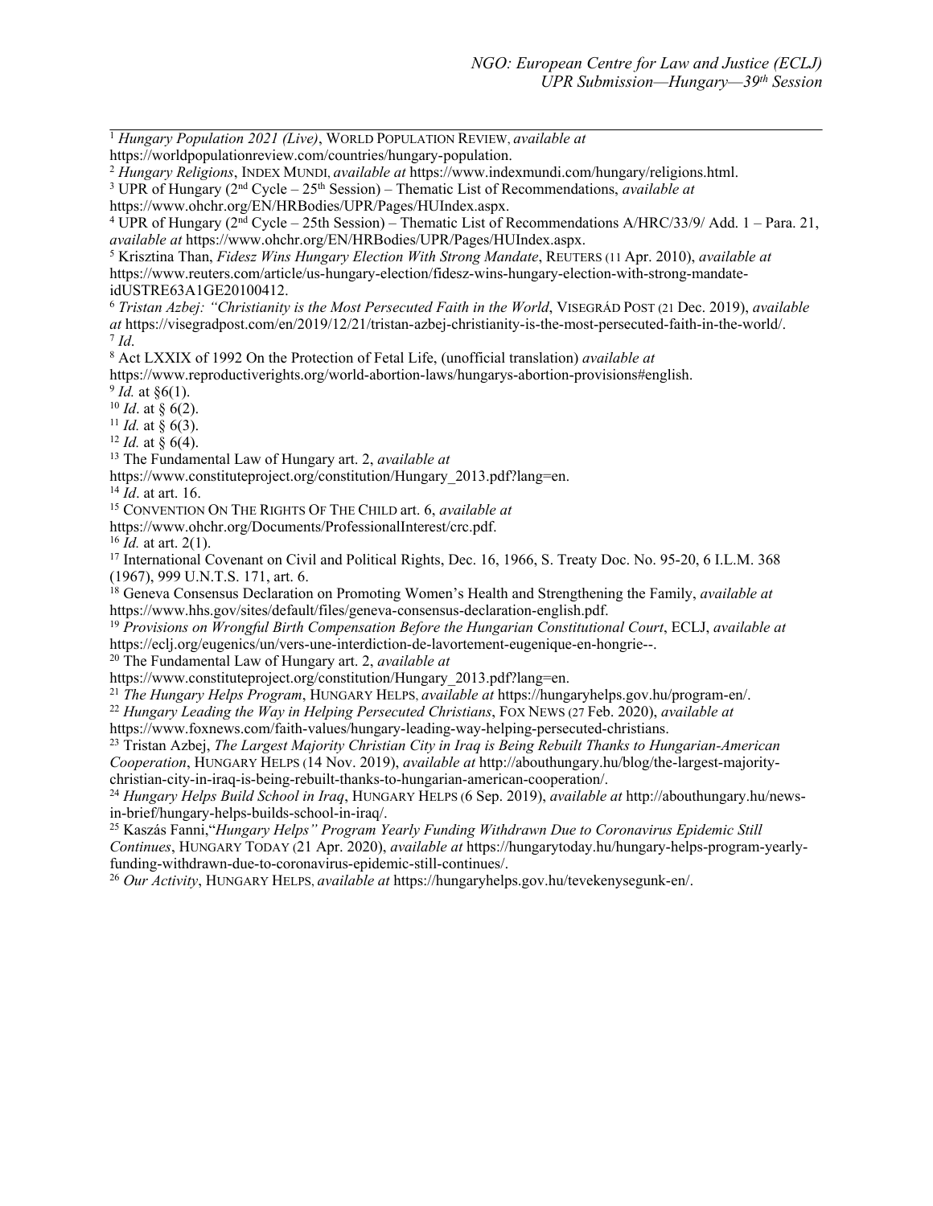[1] *Hungary Population 2021 (Live)*, WORLD POPULATION REVIEW, *available at* https://worldpopulationreview.com/countries/hungary-population.

[2] *Hungary Religions*, INDEX MUNDI, *available at* https://www.indexmundi.com/hungary/religions.html.

[3] UPR of Hungary (2nd Cycle – 25th Session) – Thematic List of Recommendations, *available at* https://www.ohchr.org/EN/HRBodies/UPR/Pages/HUIndex.aspx.

[4] UPR of Hungary (2nd Cycle – 25th Session) – Thematic List of Recommendations A/HRC/33/9/ Add. 1 – Para. 21, *available at* https://www.ohchr.org/EN/HRBodies/UPR/Pages/HUIndex.aspx.

[5] Krisztina Than, *Fidesz Wins Hungary Election With Strong Mandate*, REUTERS (11 Apr. 2010), *available at* https://www.reuters.com/article/us-hungary-election/fidesz-wins-hungary-election-with-strong-mandate-idUSTRE63A1GE20100412.

[6] *Tristan Azbej: "Christianity is the Most Persecuted Faith in the World*, VISEGRÁD POST (21 Dec. 2019), *available at* https://visegradpost.com/en/2019/12/21/tristan-azbej-christianity-is-the-most-persecuted-faith-in-the-world/.

[7] *Id*.

[8] Act LXXIX of 1992 On the Protection of Fetal Life, (unofficial translation) *available at* https://www.reproductiverights.org/world-abortion-laws/hungarys-abortion-provisions#english.

[9] *Id.* at §6(1).

[10] *Id*. at § 6(2).

[11] *Id.* at § 6(3).

[12] *Id.* at § 6(4).

[13] The Fundamental Law of Hungary art. 2, *available at* https://www.constituteproject.org/constitution/Hungary_2013.pdf?lang=en.

[14] *Id*. at art. 16.

[15] CONVENTION ON THE RIGHTS OF THE CHILD art. 6, *available at* https://www.ohchr.org/Documents/ProfessionalInterest/crc.pdf.

[16] *Id.* at art. 2(1).

[17] International Covenant on Civil and Political Rights, Dec. 16, 1966, S. Treaty Doc. No. 95-20, 6 I.L.M. 368 (1967), 999 U.N.T.S. 171, art. 6.

[18] Geneva Consensus Declaration on Promoting Women's Health and Strengthening the Family, *available at* https://www.hhs.gov/sites/default/files/geneva-consensus-declaration-english.pdf.

[19] *Provisions on Wrongful Birth Compensation Before the Hungarian Constitutional Court*, ECLJ, *available at* https://eclj.org/eugenics/un/vers-une-interdiction-de-lavortement-eugenique-en-hongrie--.

[20] The Fundamental Law of Hungary art. 2, *available at* https://www.constituteproject.org/constitution/Hungary_2013.pdf?lang=en.

[21] *The Hungary Helps Program*, HUNGARY HELPS, *available at* https://hungaryhelps.gov.hu/program-en/.

[22] *Hungary Leading the Way in Helping Persecuted Christians*, FOX NEWS (27 Feb. 2020), *available at* https://www.foxnews.com/faith-values/hungary-leading-way-helping-persecuted-christians.

[23] Tristan Azbej, *The Largest Majority Christian City in Iraq is Being Rebuilt Thanks to Hungarian-American Cooperation*, HUNGARY HELPS (14 Nov. 2019), *available at* http://abouthungary.hu/blog/the-largest-majority-christian-city-in-iraq-is-being-rebuilt-thanks-to-hungarian-american-cooperation/.

[24] *Hungary Helps Build School in Iraq*, HUNGARY HELPS (6 Sep. 2019), *available at* http://abouthungary.hu/news-in-brief/hungary-helps-builds-school-in-iraq/.

[25] Kaszás Fanni, "*Hungary Helps" Program Yearly Funding Withdrawn Due to Coronavirus Epidemic Still Continues*, HUNGARY TODAY (21 Apr. 2020), *available at* https://hungarytoday.hu/hungary-helps-program-yearly-funding-withdrawn-due-to-coronavirus-epidemic-still-continues/.

[26] *Our Activity*, HUNGARY HELPS, *available at* https://hungaryhelps.gov.hu/tevekenysegunk-en/.